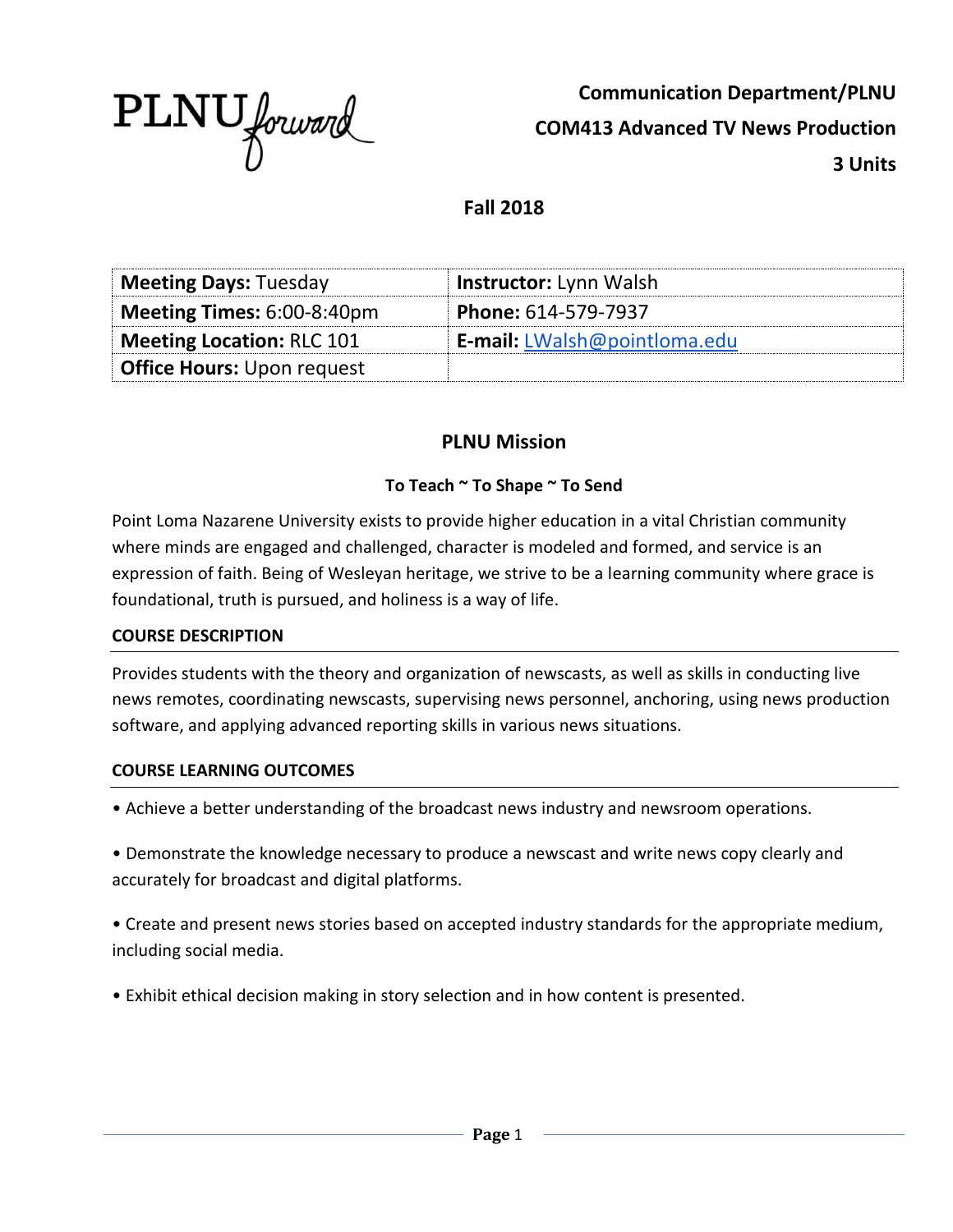PLNU forward

**Communication Department/PLNU**

**COM413 Advanced TV News Production**

**3 Units**

**Fall 2018**

| **Meeting Days:** Tuesday | **Instructor:** Lynn Walsh |
|---|---|
| **Meeting Times:** 6:00-8:40pm | **Phone:** 614-579-7937 |
| **Meeting Location:** RLC 101 | **E-mail:** LWalsh@pointloma.edu |
| **Office Hours:** Upon request | |

## PLNU Mission

### To Teach ~ To Shape ~ To Send

Point Loma Nazarene University exists to provide higher education in a vital Christian community where minds are engaged and challenged, character is modeled and formed, and service is an expression of faith. Being of Wesleyan heritage, we strive to be a learning community where grace is foundational, truth is pursued, and holiness is a way of life.

## COURSE DESCRIPTION

Provides students with the theory and organization of newscasts, as well as skills in conducting live news remotes, coordinating newscasts, supervising news personnel, anchoring, using news production software, and applying advanced reporting skills in various news situations.

## COURSE LEARNING OUTCOMES

- Achieve a better understanding of the broadcast news industry and newsroom operations.
- Demonstrate the knowledge necessary to produce a newscast and write news copy clearly and accurately for broadcast and digital platforms.
- Create and present news stories based on accepted industry standards for the appropriate medium, including social media.
- Exhibit ethical decision making in story selection and in how content is presented.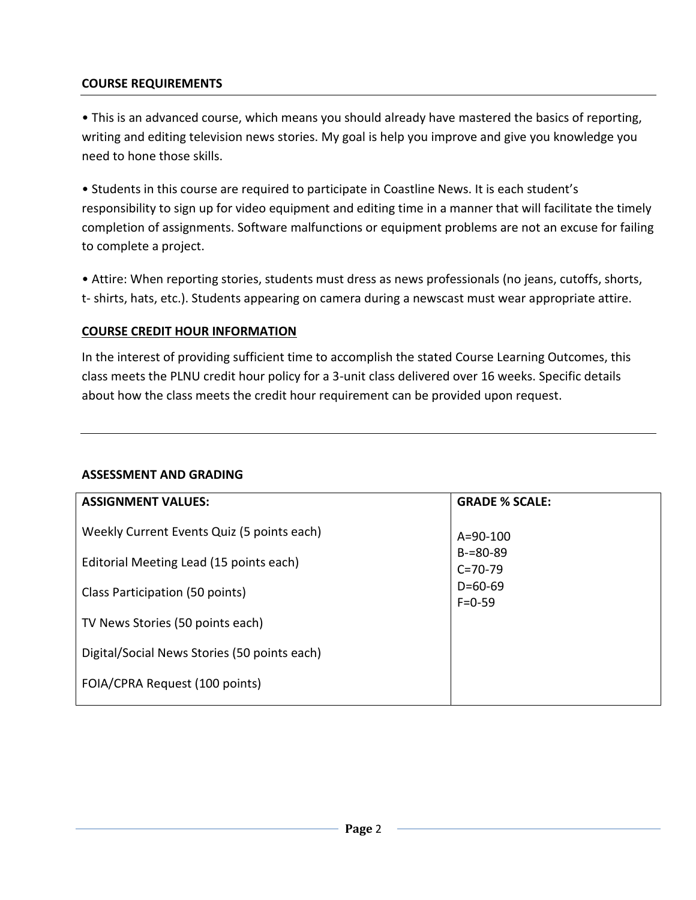## COURSE REQUIREMENTS

• This is an advanced course, which means you should already have mastered the basics of reporting, writing and editing television news stories. My goal is help you improve and give you knowledge you need to hone those skills.

• Students in this course are required to participate in Coastline News. It is each student's responsibility to sign up for video equipment and editing time in a manner that will facilitate the timely completion of assignments. Software malfunctions or equipment problems are not an excuse for failing to complete a project.

• Attire: When reporting stories, students must dress as news professionals (no jeans, cutoffs, shorts, t- shirts, hats, etc.). Students appearing on camera during a newscast must wear appropriate attire.

## COURSE CREDIT HOUR INFORMATION

In the interest of providing sufficient time to accomplish the stated Course Learning Outcomes, this class meets the PLNU credit hour policy for a 3-unit class delivered over 16 weeks. Specific details about how the class meets the credit hour requirement can be provided upon request.

---

## ASSESSMENT AND GRADING

| ASSIGNMENT VALUES: | GRADE % SCALE: |
|---|---|
| Weekly Current Events Quiz (5 points each) | A=90-100 |
| Editorial Meeting Lead (15 points each) | B-=80-89 |
| Class Participation (50 points) | C=70-79 |
| TV News Stories (50 points each) | D=60-69 |
| Digital/Social News Stories (50 points each) | F=0-59 |
| FOIA/CPRA Request (100 points) | |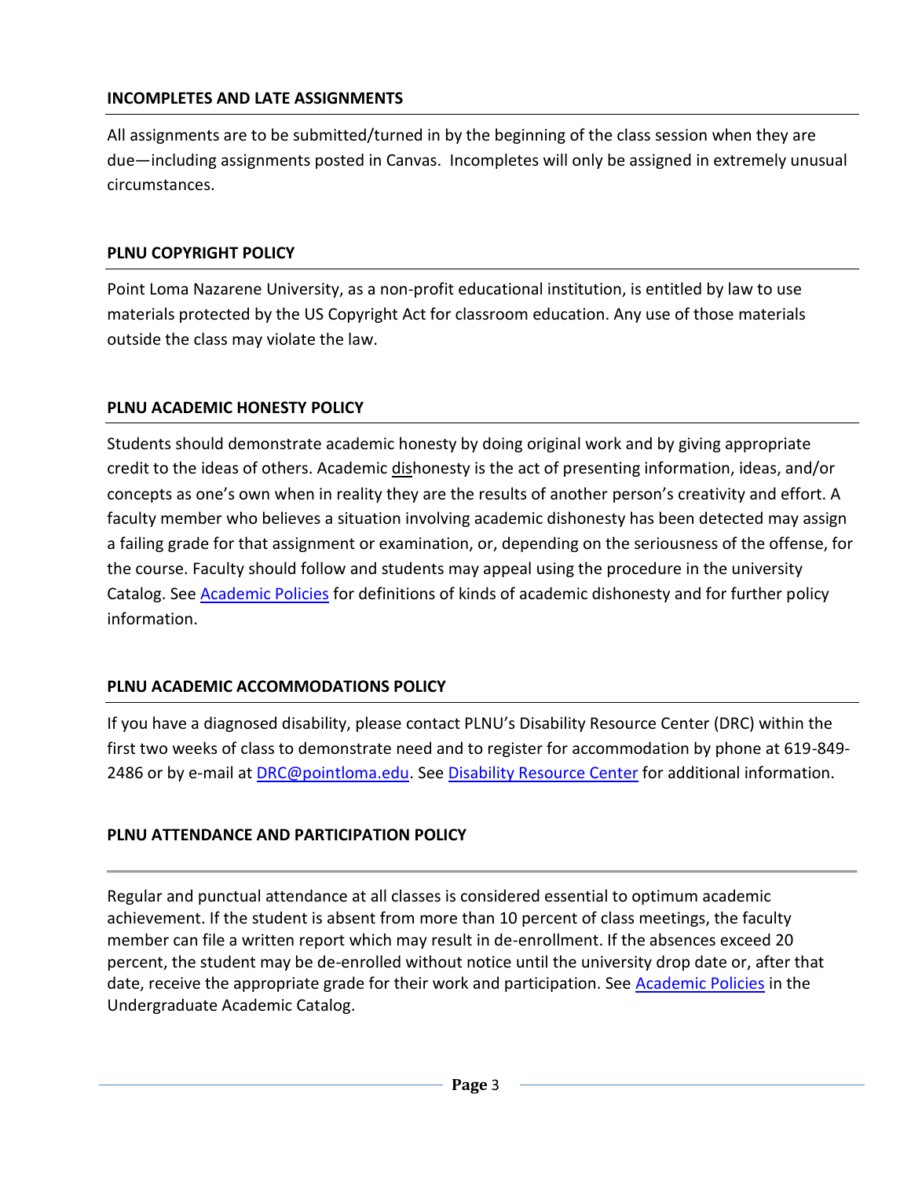## INCOMPLETES AND LATE ASSIGNMENTS

All assignments are to be submitted/turned in by the beginning of the class session when they are due—including assignments posted in Canvas. Incompletes will only be assigned in extremely unusual circumstances.

## PLNU COPYRIGHT POLICY

Point Loma Nazarene University, as a non-profit educational institution, is entitled by law to use materials protected by the US Copyright Act for classroom education. Any use of those materials outside the class may violate the law.

## PLNU ACADEMIC HONESTY POLICY

Students should demonstrate academic honesty by doing original work and by giving appropriate credit to the ideas of others. Academic dishonesty is the act of presenting information, ideas, and/or concepts as one's own when in reality they are the results of another person's creativity and effort. A faculty member who believes a situation involving academic dishonesty has been detected may assign a failing grade for that assignment or examination, or, depending on the seriousness of the offense, for the course. Faculty should follow and students may appeal using the procedure in the university Catalog. See Academic Policies for definitions of kinds of academic dishonesty and for further policy information.

## PLNU ACADEMIC ACCOMMODATIONS POLICY

If you have a diagnosed disability, please contact PLNU's Disability Resource Center (DRC) within the first two weeks of class to demonstrate need and to register for accommodation by phone at 619-849-2486 or by e-mail at DRC@pointloma.edu. See Disability Resource Center for additional information.

## PLNU ATTENDANCE AND PARTICIPATION POLICY

Regular and punctual attendance at all classes is considered essential to optimum academic achievement. If the student is absent from more than 10 percent of class meetings, the faculty member can file a written report which may result in de-enrollment. If the absences exceed 20 percent, the student may be de-enrolled without notice until the university drop date or, after that date, receive the appropriate grade for their work and participation. See Academic Policies in the Undergraduate Academic Catalog.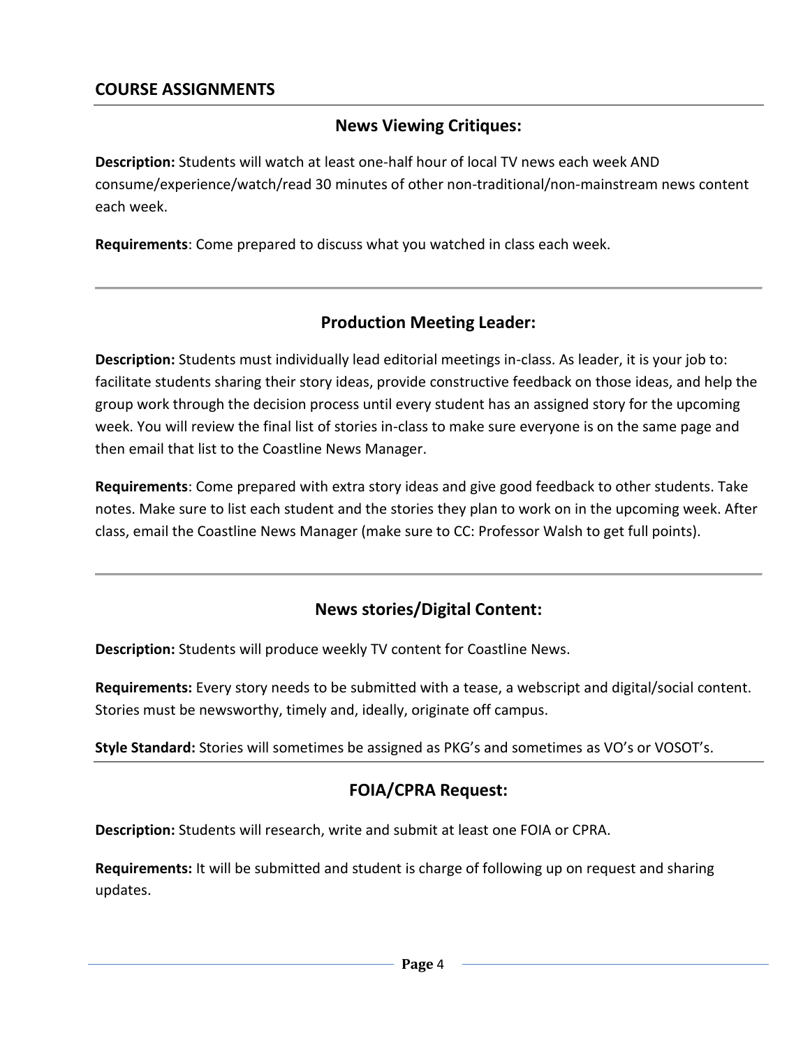## COURSE ASSIGNMENTS

### News Viewing Critiques:

**Description:** Students will watch at least one-half hour of local TV news each week AND consume/experience/watch/read 30 minutes of other non-traditional/non-mainstream news content each week.

**Requirements**: Come prepared to discuss what you watched in class each week.

---

### Production Meeting Leader:

**Description:** Students must individually lead editorial meetings in-class. As leader, it is your job to: facilitate students sharing their story ideas, provide constructive feedback on those ideas, and help the group work through the decision process until every student has an assigned story for the upcoming week. You will review the final list of stories in-class to make sure everyone is on the same page and then email that list to the Coastline News Manager.

**Requirements**: Come prepared with extra story ideas and give good feedback to other students. Take notes. Make sure to list each student and the stories they plan to work on in the upcoming week. After class, email the Coastline News Manager (make sure to CC: Professor Walsh to get full points).

---

### News stories/Digital Content:

**Description:** Students will produce weekly TV content for Coastline News.

**Requirements:** Every story needs to be submitted with a tease, a webscript and digital/social content. Stories must be newsworthy, timely and, ideally, originate off campus.

**Style Standard:** Stories will sometimes be assigned as PKG's and sometimes as VO's or VOSOT's.

---

### FOIA/CPRA Request:

**Description:** Students will research, write and submit at least one FOIA or CPRA.

**Requirements:** It will be submitted and student is charge of following up on request and sharing updates.